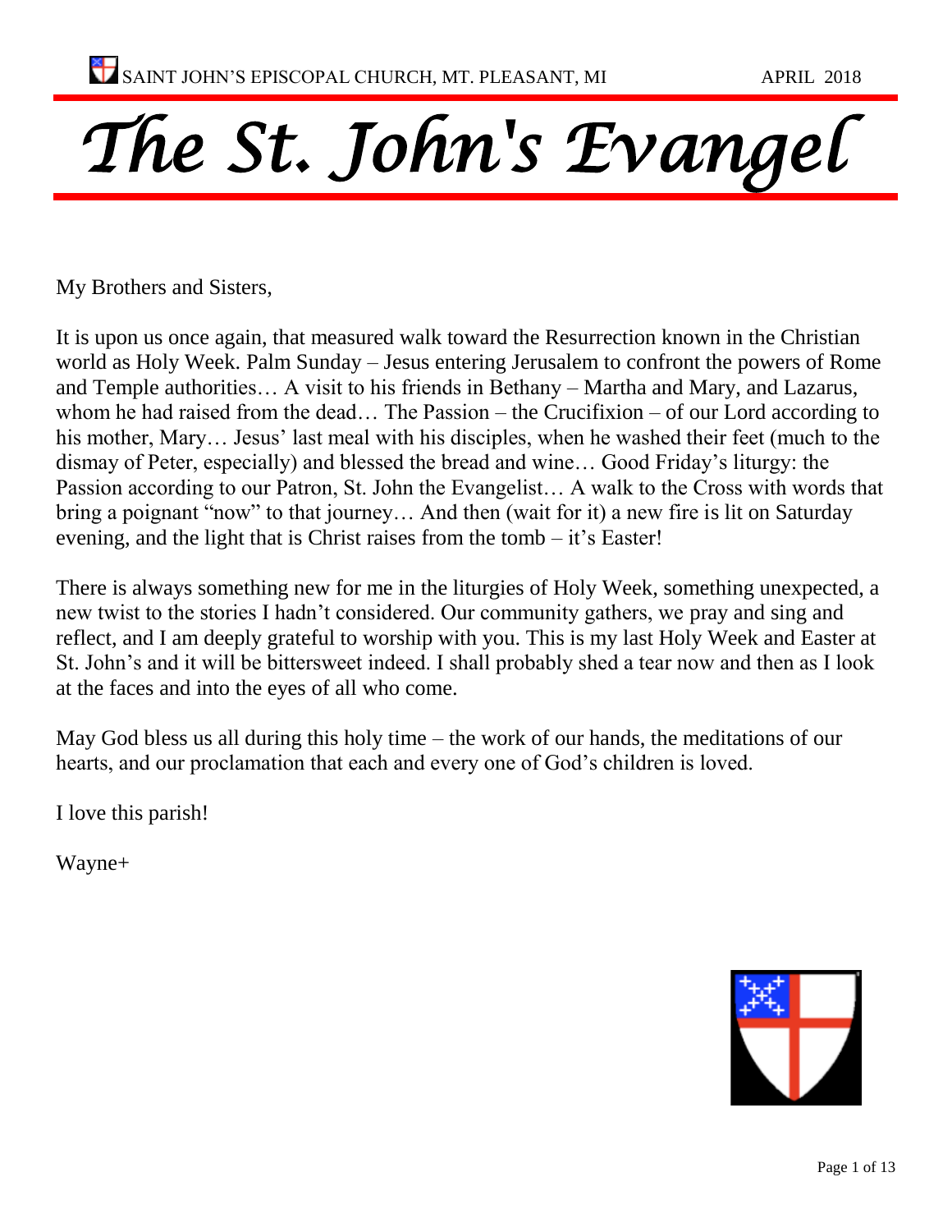SAINT JOHN'S EPISCOPAL CHURCH, MT. PLEASANT, MI APRIL 2018

# *The St. John's Evangel*

My Brothers and Sisters,

It is upon us once again, that measured walk toward the Resurrection known in the Christian world as Holy Week. Palm Sunday – Jesus entering Jerusalem to confront the powers of Rome and Temple authorities… A visit to his friends in Bethany – Martha and Mary, and Lazarus, whom he had raised from the dead… The Passion – the Crucifixion – of our Lord according to his mother, Mary… Jesus' last meal with his disciples, when he washed their feet (much to the dismay of Peter, especially) and blessed the bread and wine… Good Friday's liturgy: the Passion according to our Patron, St. John the Evangelist… A walk to the Cross with words that bring a poignant "now" to that journey… And then (wait for it) a new fire is lit on Saturday evening, and the light that is Christ raises from the tomb – it's Easter!

There is always something new for me in the liturgies of Holy Week, something unexpected, a new twist to the stories I hadn't considered. Our community gathers, we pray and sing and reflect, and I am deeply grateful to worship with you. This is my last Holy Week and Easter at St. John's and it will be bittersweet indeed. I shall probably shed a tear now and then as I look at the faces and into the eyes of all who come.

May God bless us all during this holy time – the work of our hands, the meditations of our hearts, and our proclamation that each and every one of God's children is loved.

I love this parish!

Wayne+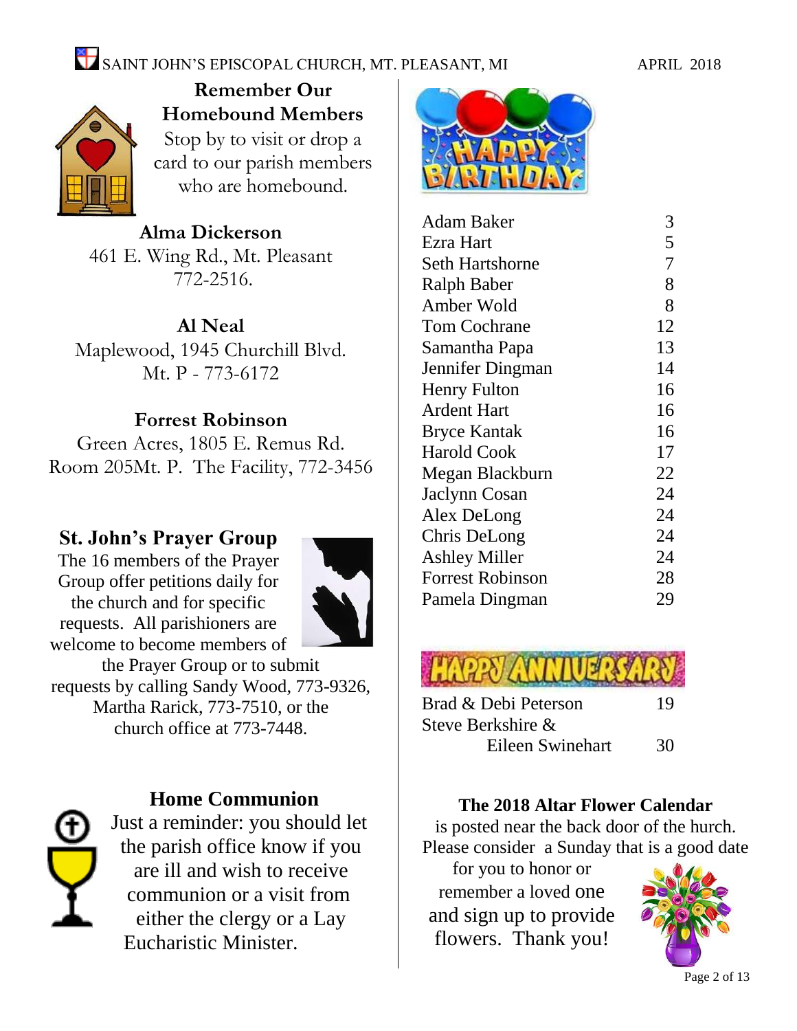## Remember Our Homebound Members

Stop by to visit or drop a card to our parish members who are homebound.

**Alma Dickerson**
461 E. Wing Rd., Mt. Pleasant
772-2516.

**Al Neal**
Maplewood, 1945 Churchill Blvd.
Mt. P - 773-6172

**Forrest Robinson**
Green Acres, 1805 E. Remus Rd.
Room 205Mt. P. The Facility, 772-3456

## St. John's Prayer Group

The 16 members of the Prayer Group offer petitions daily for the church and for specific requests. All parishioners are welcome to become members of the Prayer Group or to submit requests by calling Sandy Wood, 773-9326, Martha Rarick, 773-7510, or the church office at 773-7448.

## Home Communion

Just a reminder: you should let the parish office know if you are ill and wish to receive communion or a visit from either the clergy or a Lay Eucharistic Minister.

## HAPPY BIRTHDAY

| Name | Day |
| --- | --- |
| Adam Baker | 3 |
| Ezra Hart | 5 |
| Seth Hartshorne | 7 |
| Ralph Baber | 8 |
| Amber Wold | 8 |
| Tom Cochrane | 12 |
| Samantha Papa | 13 |
| Jennifer Dingman | 14 |
| Henry Fulton | 16 |
| Ardent Hart | 16 |
| Bryce Kantak | 16 |
| Harold Cook | 17 |
| Megan Blackburn | 22 |
| Jaclynn Cosan | 24 |
| Alex DeLong | 24 |
| Chris DeLong | 24 |
| Ashley Miller | 24 |
| Forrest Robinson | 28 |
| Pamela Dingman | 29 |

## HAPPY ANNIVERSARY

| Names | Day |
| --- | --- |
| Brad & Debi Peterson | 19 |
| Steve Berkshire & Eileen Swinehart | 30 |

**The 2018 Altar Flower Calendar** is posted near the back door of the hurch. Please consider a Sunday that is a good date for you to honor or remember a loved one and sign up to provide flowers. Thank you!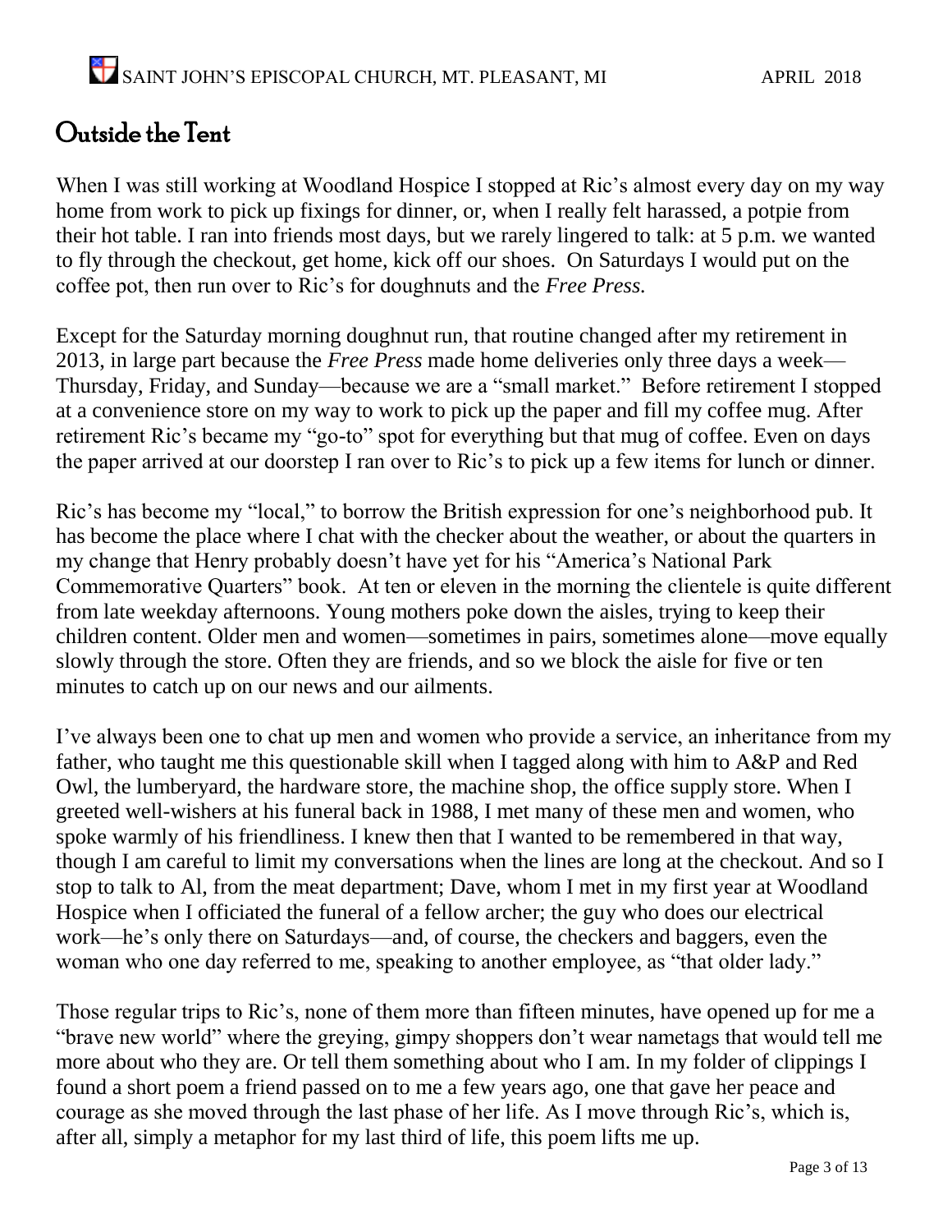# Outside the Tent

When I was still working at Woodland Hospice I stopped at Ric's almost every day on my way home from work to pick up fixings for dinner, or, when I really felt harassed, a potpie from their hot table. I ran into friends most days, but we rarely lingered to talk: at 5 p.m. we wanted to fly through the checkout, get home, kick off our shoes. On Saturdays I would put on the coffee pot, then run over to Ric's for doughnuts and the *Free Press.*

Except for the Saturday morning doughnut run, that routine changed after my retirement in 2013, in large part because the *Free Press* made home deliveries only three days a week—Thursday, Friday, and Sunday—because we are a "small market." Before retirement I stopped at a convenience store on my way to work to pick up the paper and fill my coffee mug. After retirement Ric's became my "go-to" spot for everything but that mug of coffee. Even on days the paper arrived at our doorstep I ran over to Ric's to pick up a few items for lunch or dinner.

Ric's has become my "local," to borrow the British expression for one's neighborhood pub. It has become the place where I chat with the checker about the weather, or about the quarters in my change that Henry probably doesn't have yet for his "America's National Park Commemorative Quarters" book. At ten or eleven in the morning the clientele is quite different from late weekday afternoons. Young mothers poke down the aisles, trying to keep their children content. Older men and women—sometimes in pairs, sometimes alone—move equally slowly through the store. Often they are friends, and so we block the aisle for five or ten minutes to catch up on our news and our ailments.

I've always been one to chat up men and women who provide a service, an inheritance from my father, who taught me this questionable skill when I tagged along with him to A&P and Red Owl, the lumberyard, the hardware store, the machine shop, the office supply store. When I greeted well-wishers at his funeral back in 1988, I met many of these men and women, who spoke warmly of his friendliness. I knew then that I wanted to be remembered in that way, though I am careful to limit my conversations when the lines are long at the checkout. And so I stop to talk to Al, from the meat department; Dave, whom I met in my first year at Woodland Hospice when I officiated the funeral of a fellow archer; the guy who does our electrical work—he's only there on Saturdays—and, of course, the checkers and baggers, even the woman who one day referred to me, speaking to another employee, as "that older lady."

Those regular trips to Ric's, none of them more than fifteen minutes, have opened up for me a "brave new world" where the greying, gimpy shoppers don't wear nametags that would tell me more about who they are. Or tell them something about who I am. In my folder of clippings I found a short poem a friend passed on to me a few years ago, one that gave her peace and courage as she moved through the last phase of her life. As I move through Ric's, which is, after all, simply a metaphor for my last third of life, this poem lifts me up.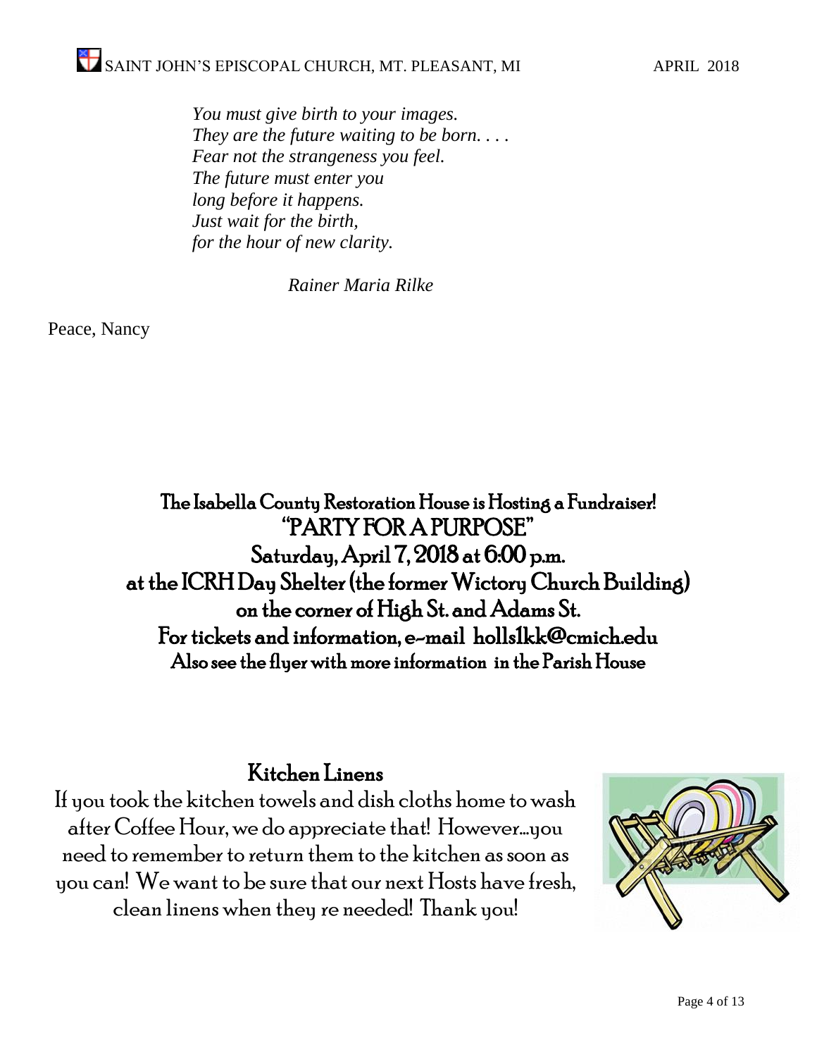*You must give birth to your images.*
*They are the future waiting to be born. . . .*
*Fear not the strangeness you feel.*
*The future must enter you*
*long before it happens.*
*Just wait for the birth,*
*for the hour of new clarity.*

*Rainer Maria Rilke*

Peace, Nancy

**The Isabella County Restoration House is Hosting a Fundraiser!**
**"PARTY FOR A PURPOSE"**
**Saturday, April 7, 2018 at 6:00 p.m.**
**at the ICRH Day Shelter (the former Wictory Church Building)**
**on the corner of High St. and Adams St.**
**For tickets and information, e-mail holls1kk@cmich.edu**
**Also see the flyer with more information in the Parish House**

## Kitchen Linens

If you took the kitchen towels and dish cloths home to wash after Coffee Hour, we do appreciate that! However…you need to remember to return them to the kitchen as soon as you can! We want to be sure that our next Hosts have fresh, clean linens when they re needed! Thank you!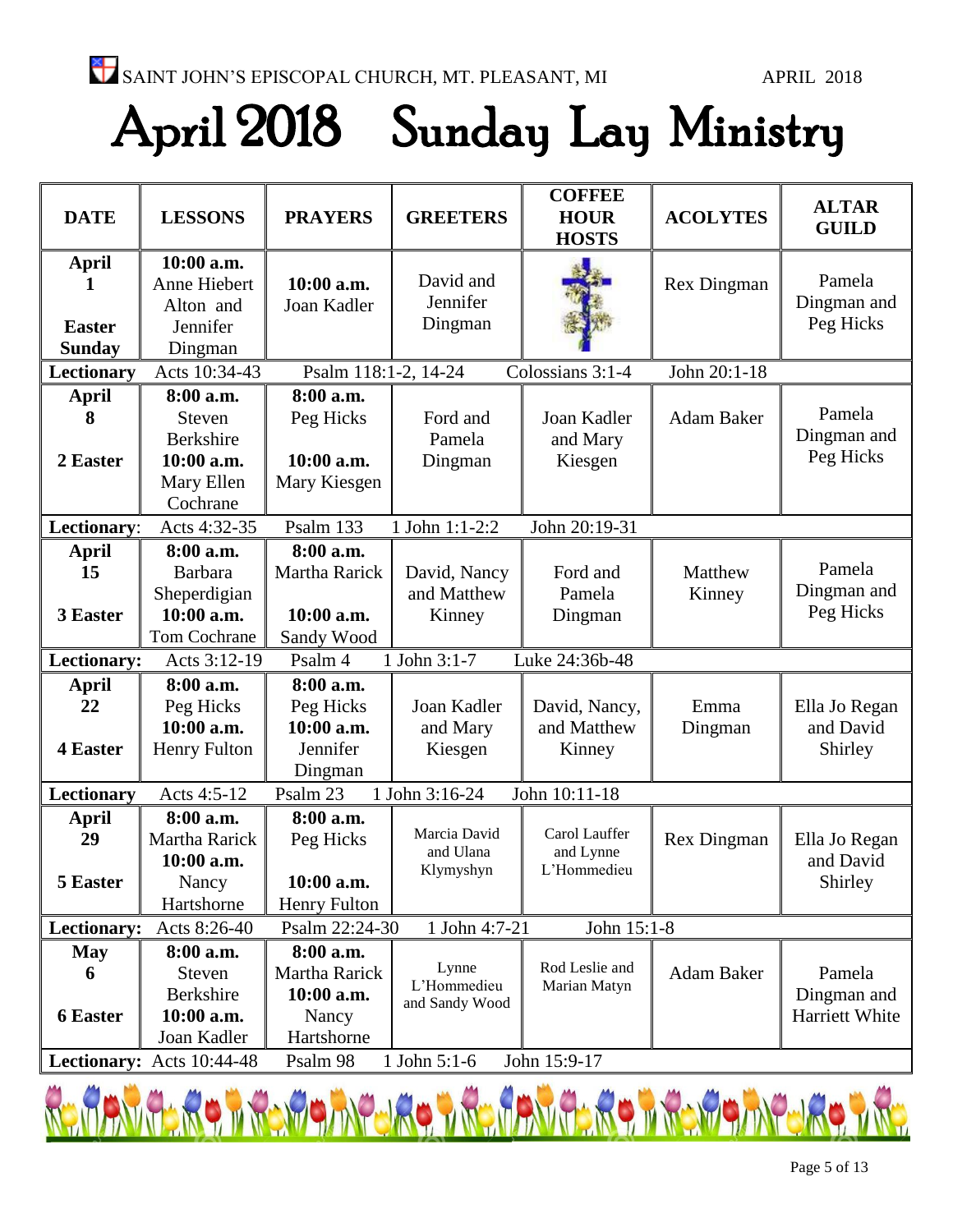SAINT JOHN'S EPISCOPAL CHURCH, MT. PLEASANT, MI APRIL 2018

# April 2018 Sunday Lay Ministry

| DATE | LESSONS | PRAYERS | GREETERS | COFFEE HOUR HOSTS | ACOLYTES | ALTAR GUILD |
|---|---|---|---|---|---|---|
| **April 1** **Easter Sunday** | **10:00 a.m.** Anne Hiebert Alton and Jennifer Dingman | **10:00 a.m.** Joan Kadler | David and Jennifer Dingman | | Rex Dingman | Pamela Dingman and Peg Hicks |
| **Lectionary** | Acts 10:34-43 | Psalm 118:1-2, 14-24 | Colossians 3:1-4 | John 20:1-18 | | |
| **April 8** **2 Easter** | **8:00 a.m.** Steven Berkshire **10:00 a.m.** Mary Ellen Cochrane | **8:00 a.m.** Peg Hicks **10:00 a.m.** Mary Kiesgen | Ford and Pamela Dingman | Joan Kadler and Mary Kiesgen | Adam Baker | Pamela Dingman and Peg Hicks |
| **Lectionary:** | Acts 4:32-35 | Psalm 133 | 1 John 1:1-2:2 | John 20:19-31 | | |
| **April 15** **3 Easter** | **8:00 a.m.** Barbara Sheperdigian **10:00 a.m.** Tom Cochrane | **8:00 a.m.** Martha Rarick **10:00 a.m.** Sandy Wood | David, Nancy and Matthew Kinney | Ford and Pamela Dingman | Matthew Kinney | Pamela Dingman and Peg Hicks |
| **Lectionary:** | Acts 3:12-19 | Psalm 4 | 1 John 3:1-7 | Luke 24:36b-48 | | |
| **April 22** **4 Easter** | **8:00 a.m.** Peg Hicks **10:00 a.m.** Henry Fulton | **8:00 a.m.** Peg Hicks **10:00 a.m.** Jennifer Dingman | Joan Kadler and Mary Kiesgen | David, Nancy, and Matthew Kinney | Emma Dingman | Ella Jo Regan and David Shirley |
| **Lectionary** | Acts 4:5-12 | Psalm 23 | 1 John 3:16-24 | John 10:11-18 | | |
| **April 29** **5 Easter** | **8:00 a.m.** Martha Rarick **10:00 a.m.** Nancy Hartshorne | **8:00 a.m.** Peg Hicks **10:00 a.m.** Henry Fulton | Marcia David and Ulana Klymyshyn | Carol Lauffer and Lynne L'Hommedieu | Rex Dingman | Ella Jo Regan and David Shirley |
| **Lectionary:** | Acts 8:26-40 | Psalm 22:24-30 | 1 John 4:7-21 | John 15:1-8 | | |
| **May 6** **6 Easter** | **8:00 a.m.** Steven Berkshire **10:00 a.m.** Joan Kadler | **8:00 a.m.** Martha Rarick **10:00 a.m.** Nancy Hartshorne | Lynne L'Hommedieu and Sandy Wood | Rod Leslie and Marian Matyn | Adam Baker | Pamela Dingman and Harriett White |
| **Lectionary:** | Acts 10:44-48 | Psalm 98 | 1 John 5:1-6 | John 15:9-17 | | |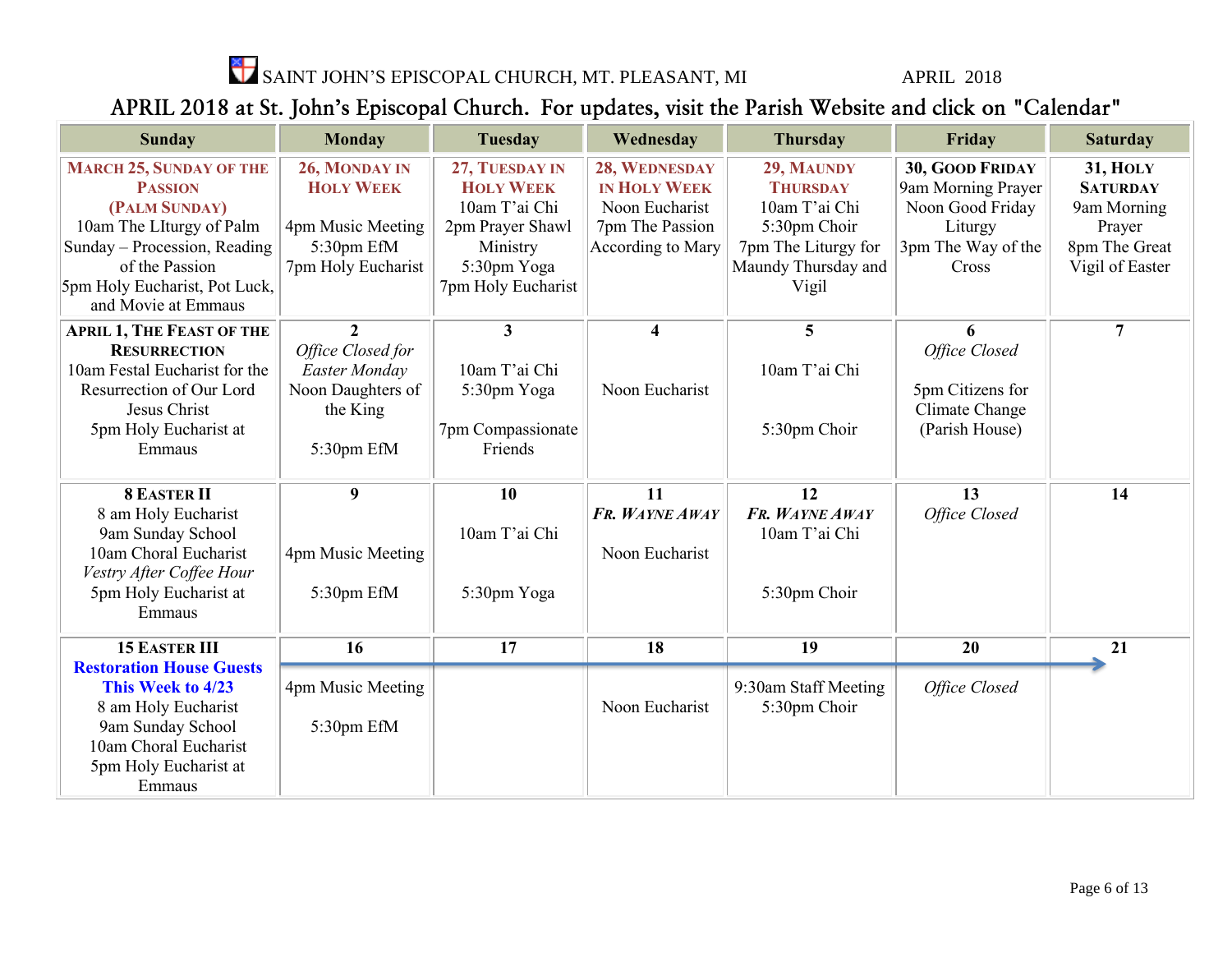SAINT JOHN'S EPISCOPAL CHURCH, MT. PLEASANT, MI APRIL 2018

## APRIL 2018 at St. John's Episcopal Church. For updates, visit the Parish Website and click on "Calendar"

| Sunday | Monday | Tuesday | Wednesday | Thursday | Friday | Saturday |
|---|---|---|---|---|---|---|
| **MARCH 25, SUNDAY OF THE PASSION (PALM SUNDAY)** 10am The LIturgy of Palm Sunday – Procession, Reading of the Passion 5pm Holy Eucharist, Pot Luck, and Movie at Emmaus | **26, MONDAY IN HOLY WEEK** 4pm Music Meeting 5:30pm EfM 7pm Holy Eucharist | **27, TUESDAY IN HOLY WEEK** 10am T'ai Chi 2pm Prayer Shawl Ministry 5:30pm Yoga 7pm Holy Eucharist | **28, WEDNESDAY IN HOLY WEEK** Noon Eucharist 7pm The Passion According to Mary | **29, MAUNDY THURSDAY** 10am T'ai Chi 5:30pm Choir 7pm The Liturgy for Maundy Thursday and Vigil | **30, GOOD FRIDAY** 9am Morning Prayer Noon Good Friday Liturgy 3pm The Way of the Cross | **31, HOLY SATURDAY** 9am Morning Prayer 8pm The Great Vigil of Easter |
| **APRIL 1, THE FEAST OF THE RESURRECTION** 10am Festal Eucharist for the Resurrection of Our Lord Jesus Christ 5pm Holy Eucharist at Emmaus | **2** *Office Closed for Easter Monday* Noon Daughters of the King 5:30pm EfM | **3** 10am T'ai Chi 5:30pm Yoga 7pm Compassionate Friends | **4** Noon Eucharist | **5** 10am T'ai Chi 5:30pm Choir | **6** *Office Closed* 5pm Citizens for Climate Change (Parish House) | **7** |
| **8 EASTER II** 8 am Holy Eucharist 9am Sunday School 10am Choral Eucharist *Vestry After Coffee Hour* 5pm Holy Eucharist at Emmaus | **9** 4pm Music Meeting 5:30pm EfM | **10** 10am T'ai Chi 5:30pm Yoga | **11** ***FR. WAYNE AWAY*** Noon Eucharist | **12** ***FR. WAYNE AWAY*** 10am T'ai Chi 5:30pm Choir | **13** *Office Closed* | **14** |
| **15 EASTER III** **Restoration House Guests This Week to 4/23** 8 am Holy Eucharist 9am Sunday School 10am Choral Eucharist 5pm Holy Eucharist at Emmaus | **16** 4pm Music Meeting 5:30pm EfM | **17** | **18** Noon Eucharist | **19** 9:30am Staff Meeting 5:30pm Choir | **20** *Office Closed* | **21** |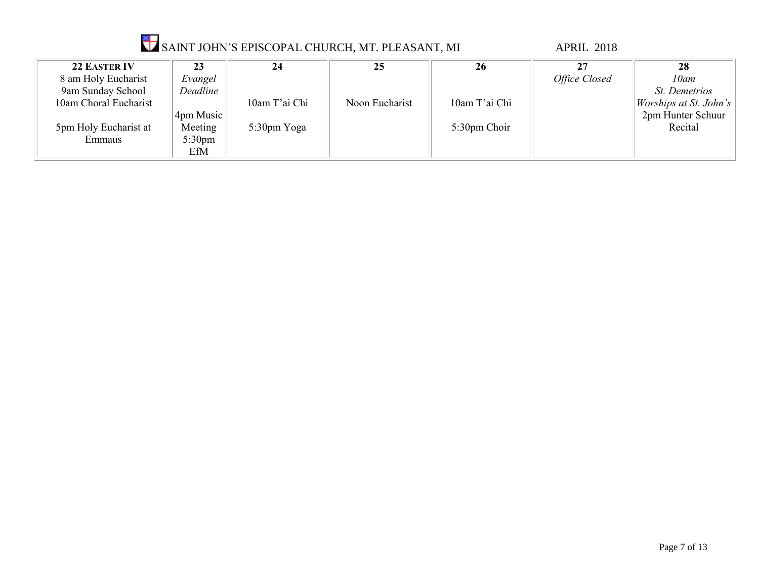SAINT JOHN'S EPISCOPAL CHURCH, MT. PLEASANT, MI APRIL 2018

| **22 EASTER IV** | **23** | **24** | **25** | **26** | **27** | **28** |
|---|---|---|---|---|---|---|
| 8 am Holy Eucharist<br>9am Sunday School<br>10am Choral Eucharist<br><br>5pm Holy Eucharist at Emmaus | *Evangel Deadline*<br><br>4pm Music Meeting<br>5:30pm EfM | <br><br>10am T'ai Chi<br><br>5:30pm Yoga | <br><br>Noon Eucharist | <br><br>10am T'ai Chi<br><br>5:30pm Choir | *Office Closed* | *10am St. Demetrios Worships at St. John's*<br>2pm Hunter Schuur Recital |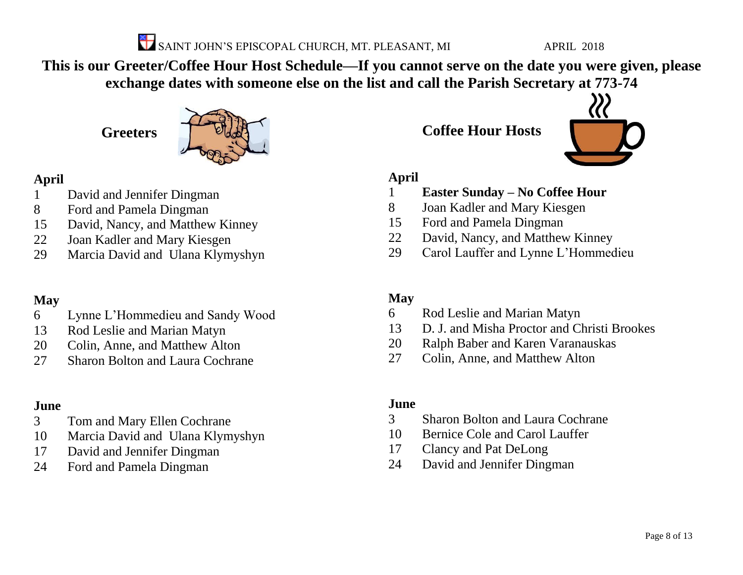# This is our Greeter/Coffee Hour Host Schedule—If you cannot serve on the date you were given, please exchange dates with someone else on the list and call the Parish Secretary at 773-74

## Greeters

### April

| | |
|---|---|
| 1 | David and Jennifer Dingman |
| 8 | Ford and Pamela Dingman |
| 15 | David, Nancy, and Matthew Kinney |
| 22 | Joan Kadler and Mary Kiesgen |
| 29 | Marcia David and Ulana Klymyshyn |

### May

| | |
|---|---|
| 6 | Lynne L'Hommedieu and Sandy Wood |
| 13 | Rod Leslie and Marian Matyn |
| 20 | Colin, Anne, and Matthew Alton |
| 27 | Sharon Bolton and Laura Cochrane |

### June

| | |
|---|---|
| 3 | Tom and Mary Ellen Cochrane |
| 10 | Marcia David and Ulana Klymyshyn |
| 17 | David and Jennifer Dingman |
| 24 | Ford and Pamela Dingman |

## Coffee Hour Hosts

### April

| | |
|---|---|
| 1 | **Easter Sunday – No Coffee Hour** |
| 8 | Joan Kadler and Mary Kiesgen |
| 15 | Ford and Pamela Dingman |
| 22 | David, Nancy, and Matthew Kinney |
| 29 | Carol Lauffer and Lynne L'Hommedieu |

### May

| | |
|---|---|
| 6 | Rod Leslie and Marian Matyn |
| 13 | D. J. and Misha Proctor and Christi Brookes |
| 20 | Ralph Baber and Karen Varanauskas |
| 27 | Colin, Anne, and Matthew Alton |

### June

| | |
|---|---|
| 3 | Sharon Bolton and Laura Cochrane |
| 10 | Bernice Cole and Carol Lauffer |
| 17 | Clancy and Pat DeLong |
| 24 | David and Jennifer Dingman |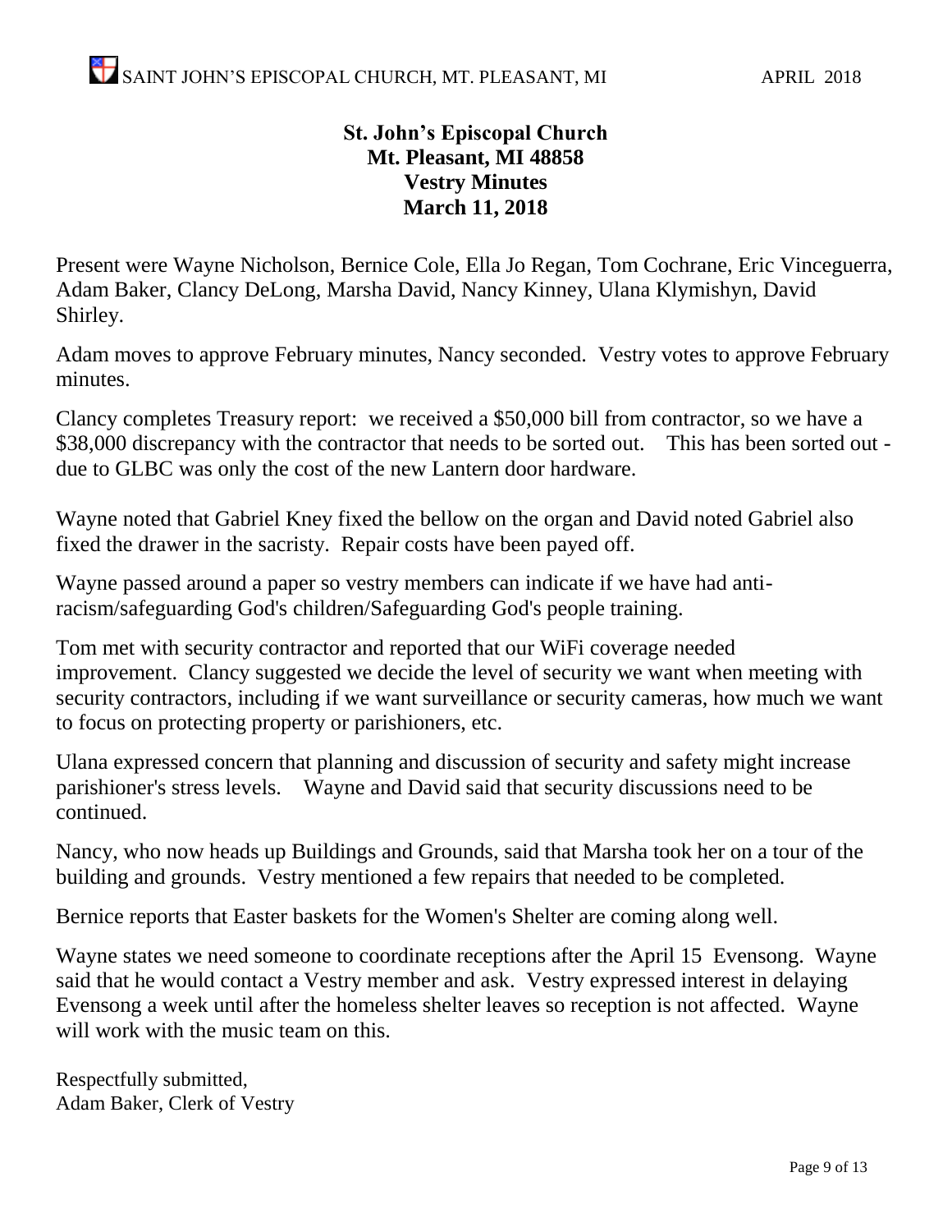**St. John's Episcopal Church**
**Mt. Pleasant, MI 48858**
**Vestry Minutes**
**March 11, 2018**

Present were Wayne Nicholson, Bernice Cole, Ella Jo Regan, Tom Cochrane, Eric Vinceguerra, Adam Baker, Clancy DeLong, Marsha David, Nancy Kinney, Ulana Klymishyn, David Shirley.

Adam moves to approve February minutes, Nancy seconded. Vestry votes to approve February minutes.

Clancy completes Treasury report: we received a $50,000 bill from contractor, so we have a $38,000 discrepancy with the contractor that needs to be sorted out. This has been sorted out - due to GLBC was only the cost of the new Lantern door hardware.

Wayne noted that Gabriel Kney fixed the bellow on the organ and David noted Gabriel also fixed the drawer in the sacristy. Repair costs have been payed off.

Wayne passed around a paper so vestry members can indicate if we have had anti-racism/safeguarding God's children/Safeguarding God's people training.

Tom met with security contractor and reported that our WiFi coverage needed improvement. Clancy suggested we decide the level of security we want when meeting with security contractors, including if we want surveillance or security cameras, how much we want to focus on protecting property or parishioners, etc.

Ulana expressed concern that planning and discussion of security and safety might increase parishioner's stress levels. Wayne and David said that security discussions need to be continued.

Nancy, who now heads up Buildings and Grounds, said that Marsha took her on a tour of the building and grounds. Vestry mentioned a few repairs that needed to be completed.

Bernice reports that Easter baskets for the Women's Shelter are coming along well.

Wayne states we need someone to coordinate receptions after the April 15 Evensong. Wayne said that he would contact a Vestry member and ask. Vestry expressed interest in delaying Evensong a week until after the homeless shelter leaves so reception is not affected. Wayne will work with the music team on this.

Respectfully submitted,
Adam Baker, Clerk of Vestry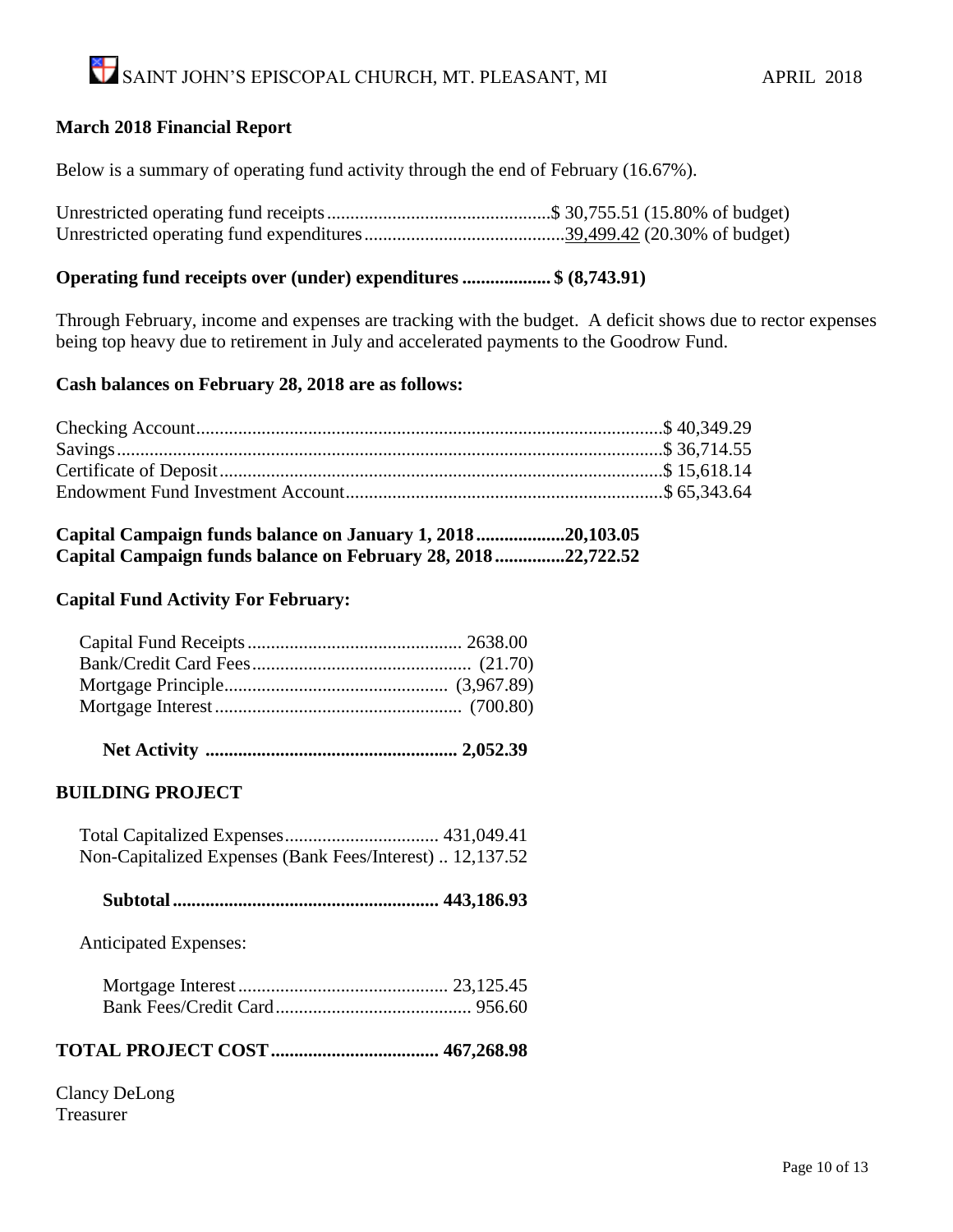## March 2018 Financial Report

Below is a summary of operating fund activity through the end of February (16.67%).

| | | |
|---|---|---|
| Unrestricted operating fund receipts | $ 30,755.51 | (15.80% of budget) |
| Unrestricted operating fund expenditures | 39,499.42 | (20.30% of budget) |

**Operating fund receipts over (under) expenditures .................. $ (8,743.91)**

Through February, income and expenses are tracking with the budget. A deficit shows due to rector expenses being top heavy due to retirement in July and accelerated payments to the Goodrow Fund.

**Cash balances on February 28, 2018 are as follows:**

| | |
|---|---|
| Checking Account | $ 40,349.29 |
| Savings | $ 36,714.55 |
| Certificate of Deposit | $ 15,618.14 |
| Endowment Fund Investment Account | $ 65,343.64 |

**Capital Campaign funds balance on January 1, 2018 .................. 20,103.05**
**Capital Campaign funds balance on February 28, 2018 .............. 22,722.52**

**Capital Fund Activity For February:**

| | |
|---|---|
| Capital Fund Receipts | 2638.00 |
| Bank/Credit Card Fees | (21.70) |
| Mortgage Principle | (3,967.89) |
| Mortgage Interest | (700.80) |
| **Net Activity** | **2,052.39** |

## BUILDING PROJECT

| | |
|---|---|
| Total Capitalized Expenses | 431,049.41 |
| Non-Capitalized Expenses (Bank Fees/Interest) | 12,137.52 |
| **Subtotal** | **443,186.93** |

Anticipated Expenses:

| | |
|---|---|
| Mortgage Interest | 23,125.45 |
| Bank Fees/Credit Card | 956.60 |

**TOTAL PROJECT COST .................................... 467,268.98**

Clancy DeLong
Treasurer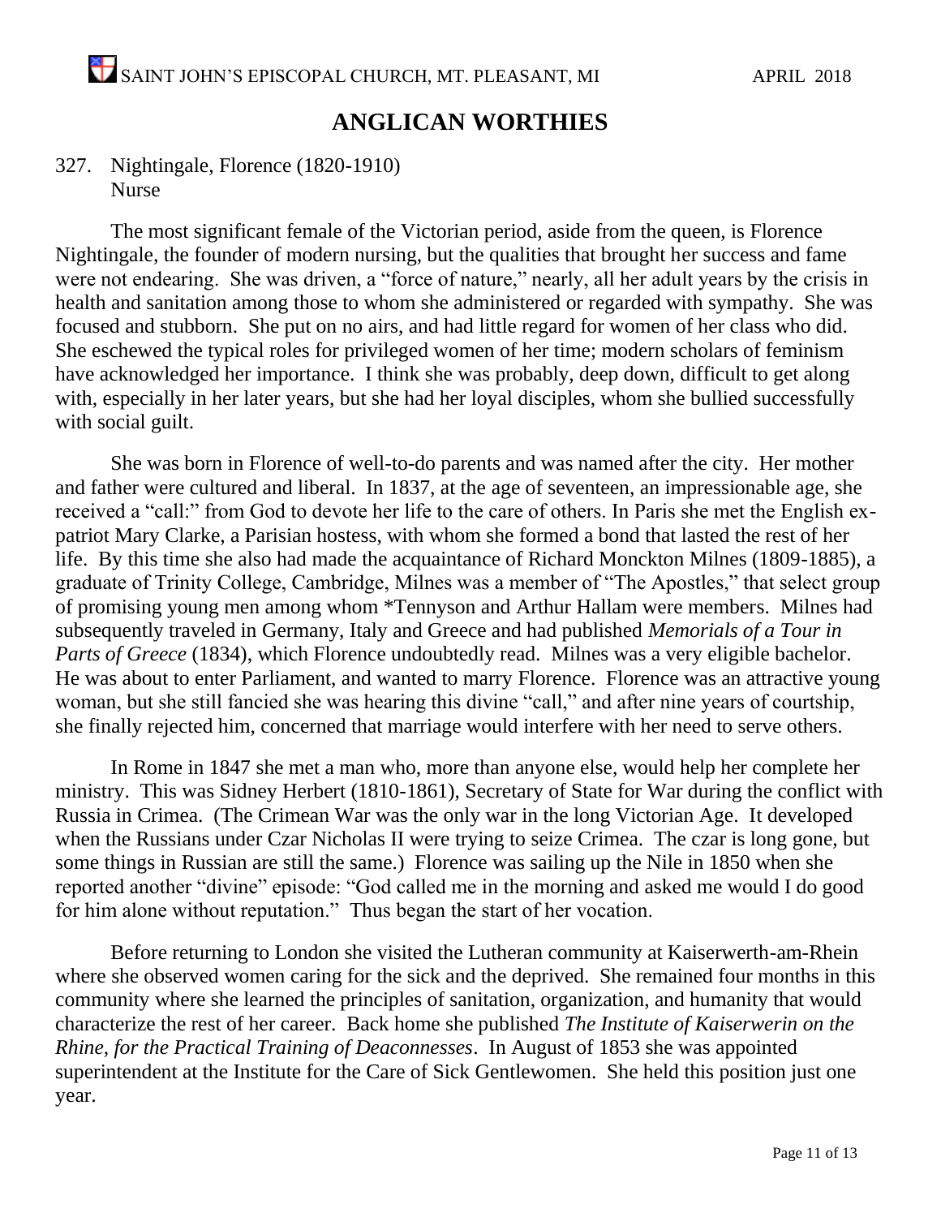# ANGLICAN WORTHIES

327. Nightingale, Florence (1820-1910)
Nurse

The most significant female of the Victorian period, aside from the queen, is Florence Nightingale, the founder of modern nursing, but the qualities that brought her success and fame were not endearing. She was driven, a "force of nature," nearly, all her adult years by the crisis in health and sanitation among those to whom she administered or regarded with sympathy. She was focused and stubborn. She put on no airs, and had little regard for women of her class who did. She eschewed the typical roles for privileged women of her time; modern scholars of feminism have acknowledged her importance. I think she was probably, deep down, difficult to get along with, especially in her later years, but she had her loyal disciples, whom she bullied successfully with social guilt.

She was born in Florence of well-to-do parents and was named after the city. Her mother and father were cultured and liberal. In 1837, at the age of seventeen, an impressionable age, she received a "call:" from God to devote her life to the care of others. In Paris she met the English ex-patriot Mary Clarke, a Parisian hostess, with whom she formed a bond that lasted the rest of her life. By this time she also had made the acquaintance of Richard Monckton Milnes (1809-1885), a graduate of Trinity College, Cambridge, Milnes was a member of "The Apostles," that select group of promising young men among whom *Tennyson and Arthur Hallam were members. Milnes had subsequently traveled in Germany, Italy and Greece and had published *Memorials of a Tour in Parts of Greece* (1834), which Florence undoubtedly read. Milnes was a very eligible bachelor. He was about to enter Parliament, and wanted to marry Florence. Florence was an attractive young woman, but she still fancied she was hearing this divine "call," and after nine years of courtship, she finally rejected him, concerned that marriage would interfere with her need to serve others.

In Rome in 1847 she met a man who, more than anyone else, would help her complete her ministry. This was Sidney Herbert (1810-1861), Secretary of State for War during the conflict with Russia in Crimea. (The Crimean War was the only war in the long Victorian Age. It developed when the Russians under Czar Nicholas II were trying to seize Crimea. The czar is long gone, but some things in Russian are still the same.) Florence was sailing up the Nile in 1850 when she reported another "divine" episode: "God called me in the morning and asked me would I do good for him alone without reputation." Thus began the start of her vocation.

Before returning to London she visited the Lutheran community at Kaiserwerth-am-Rhein where she observed women caring for the sick and the deprived. She remained four months in this community where she learned the principles of sanitation, organization, and humanity that would characterize the rest of her career. Back home she published *The Institute of Kaiserwerin on the Rhine, for the Practical Training of Deaconnesses*. In August of 1853 she was appointed superintendent at the Institute for the Care of Sick Gentlewomen. She held this position just one year.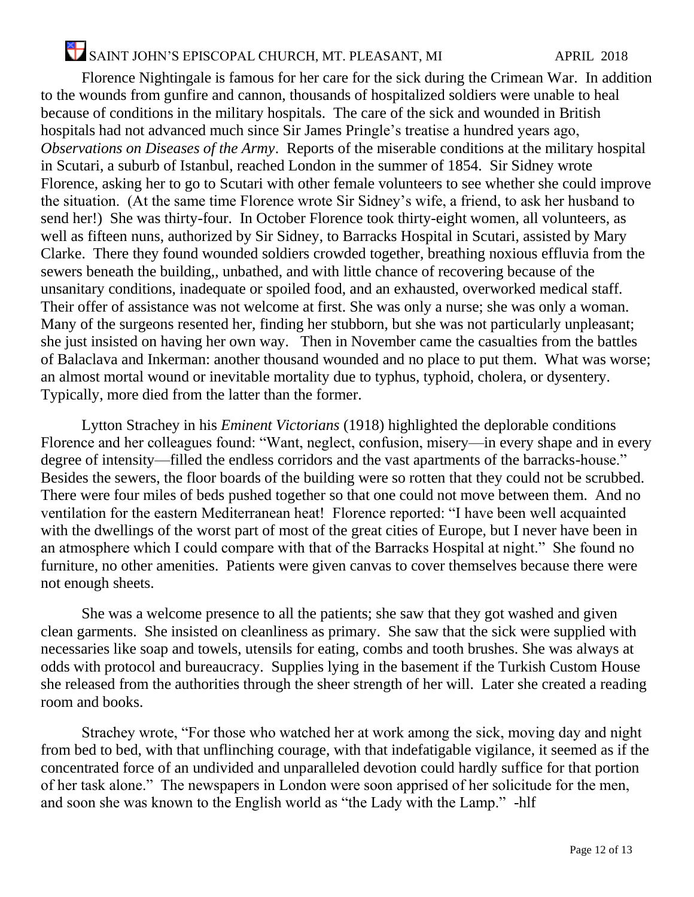Florence Nightingale is famous for her care for the sick during the Crimean War. In addition to the wounds from gunfire and cannon, thousands of hospitalized soldiers were unable to heal because of conditions in the military hospitals. The care of the sick and wounded in British hospitals had not advanced much since Sir James Pringle's treatise a hundred years ago, *Observations on Diseases of the Army*. Reports of the miserable conditions at the military hospital in Scutari, a suburb of Istanbul, reached London in the summer of 1854. Sir Sidney wrote Florence, asking her to go to Scutari with other female volunteers to see whether she could improve the situation. (At the same time Florence wrote Sir Sidney's wife, a friend, to ask her husband to send her!) She was thirty-four. In October Florence took thirty-eight women, all volunteers, as well as fifteen nuns, authorized by Sir Sidney, to Barracks Hospital in Scutari, assisted by Mary Clarke. There they found wounded soldiers crowded together, breathing noxious effluvia from the sewers beneath the building,, unbathed, and with little chance of recovering because of the unsanitary conditions, inadequate or spoiled food, and an exhausted, overworked medical staff. Their offer of assistance was not welcome at first. She was only a nurse; she was only a woman. Many of the surgeons resented her, finding her stubborn, but she was not particularly unpleasant; she just insisted on having her own way. Then in November came the casualties from the battles of Balaclava and Inkerman: another thousand wounded and no place to put them. What was worse; an almost mortal wound or inevitable mortality due to typhus, typhoid, cholera, or dysentery. Typically, more died from the latter than the former.

Lytton Strachey in his *Eminent Victorians* (1918) highlighted the deplorable conditions Florence and her colleagues found: "Want, neglect, confusion, misery—in every shape and in every degree of intensity—filled the endless corridors and the vast apartments of the barracks-house." Besides the sewers, the floor boards of the building were so rotten that they could not be scrubbed. There were four miles of beds pushed together so that one could not move between them. And no ventilation for the eastern Mediterranean heat! Florence reported: "I have been well acquainted with the dwellings of the worst part of most of the great cities of Europe, but I never have been in an atmosphere which I could compare with that of the Barracks Hospital at night." She found no furniture, no other amenities. Patients were given canvas to cover themselves because there were not enough sheets.

She was a welcome presence to all the patients; she saw that they got washed and given clean garments. She insisted on cleanliness as primary. She saw that the sick were supplied with necessaries like soap and towels, utensils for eating, combs and tooth brushes. She was always at odds with protocol and bureaucracy. Supplies lying in the basement if the Turkish Custom House she released from the authorities through the sheer strength of her will. Later she created a reading room and books.

Strachey wrote, "For those who watched her at work among the sick, moving day and night from bed to bed, with that unflinching courage, with that indefatigable vigilance, it seemed as if the concentrated force of an undivided and unparalleled devotion could hardly suffice for that portion of her task alone." The newspapers in London were soon apprised of her solicitude for the men, and soon she was known to the English world as "the Lady with the Lamp." -hlf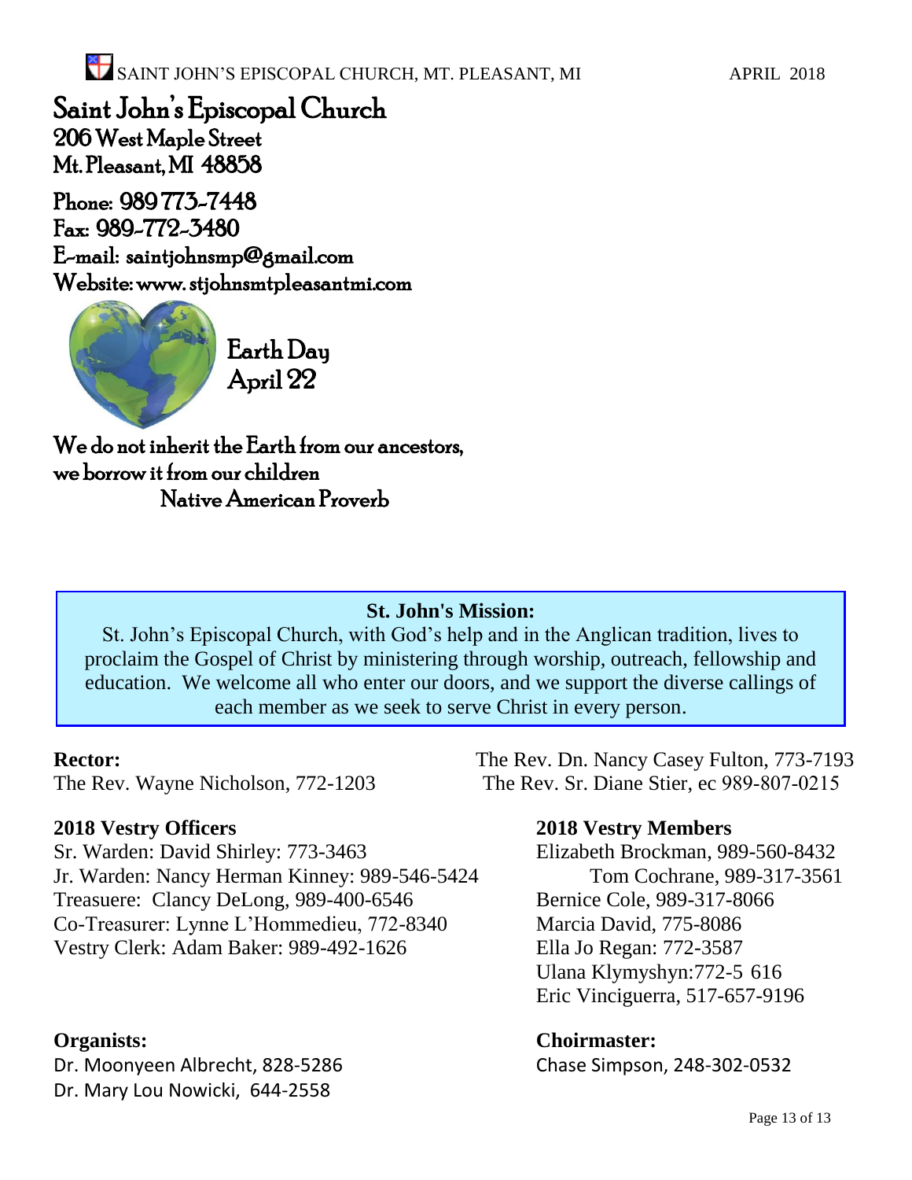# Saint John's Episcopal Church

206 West Maple Street
Mt. Pleasant, MI 48858

Phone: 989 773-7448
Fax: 989-772-3480
E-mail: saintjohnsmp@gmail.com
Website: www. stjohnsmtpleasantmi.com

Earth Day
April 22

We do not inherit the Earth from our ancestors,
we borrow it from our children
Native American Proverb

**St. John's Mission:**

St. John's Episcopal Church, with God's help and in the Anglican tradition, lives to proclaim the Gospel of Christ by ministering through worship, outreach, fellowship and education. We welcome all who enter our doors, and we support the diverse callings of each member as we seek to serve Christ in every person.

**Rector:**
The Rev. Wayne Nicholson, 772-1203

The Rev. Dn. Nancy Casey Fulton, 773-7193
The Rev. Sr. Diane Stier, ec 989-807-0215

**2018 Vestry Officers**

Sr. Warden: David Shirley: 773-3463
Jr. Warden: Nancy Herman Kinney: 989-546-5424
Treasuere: Clancy DeLong, 989-400-6546
Co-Treasurer: Lynne L'Hommedieu, 772-8340
Vestry Clerk: Adam Baker: 989-492-1626

**2018 Vestry Members**

Elizabeth Brockman, 989-560-8432
Tom Cochrane, 989-317-3561
Bernice Cole, 989-317-8066
Marcia David, 775-8086
Ella Jo Regan: 772-3587
Ulana Klymyshyn:772-5 616
Eric Vinciguerra, 517-657-9196

**Organists:**

Dr. Moonyeen Albrecht, 828-5286
Dr. Mary Lou Nowicki, 644-2558

**Choirmaster:**

Chase Simpson, 248-302-0532